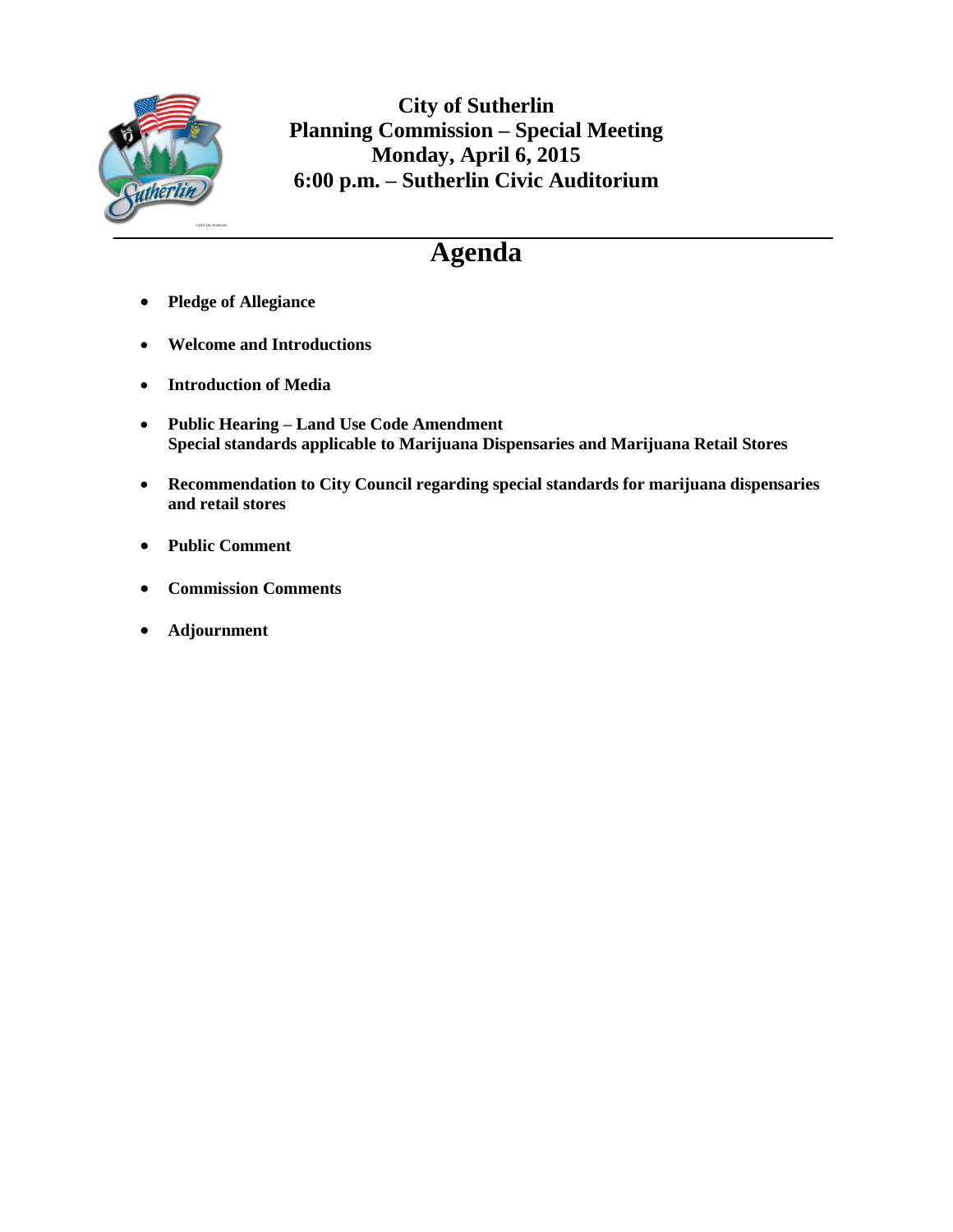**City of Sutherlin**
**Planning Commission – Special Meeting**
**Monday, April 6, 2015**
**6:00 p.m. – Sutherlin Civic Auditorium**

# Agenda

- **Pledge of Allegiance**
- **Welcome and Introductions**
- **Introduction of Media**
- **Public Hearing – Land Use Code Amendment**
  **Special standards applicable to Marijuana Dispensaries and Marijuana Retail Stores**
- **Recommendation to City Council regarding special standards for marijuana dispensaries and retail stores**
- **Public Comment**
- **Commission Comments**
- **Adjournment**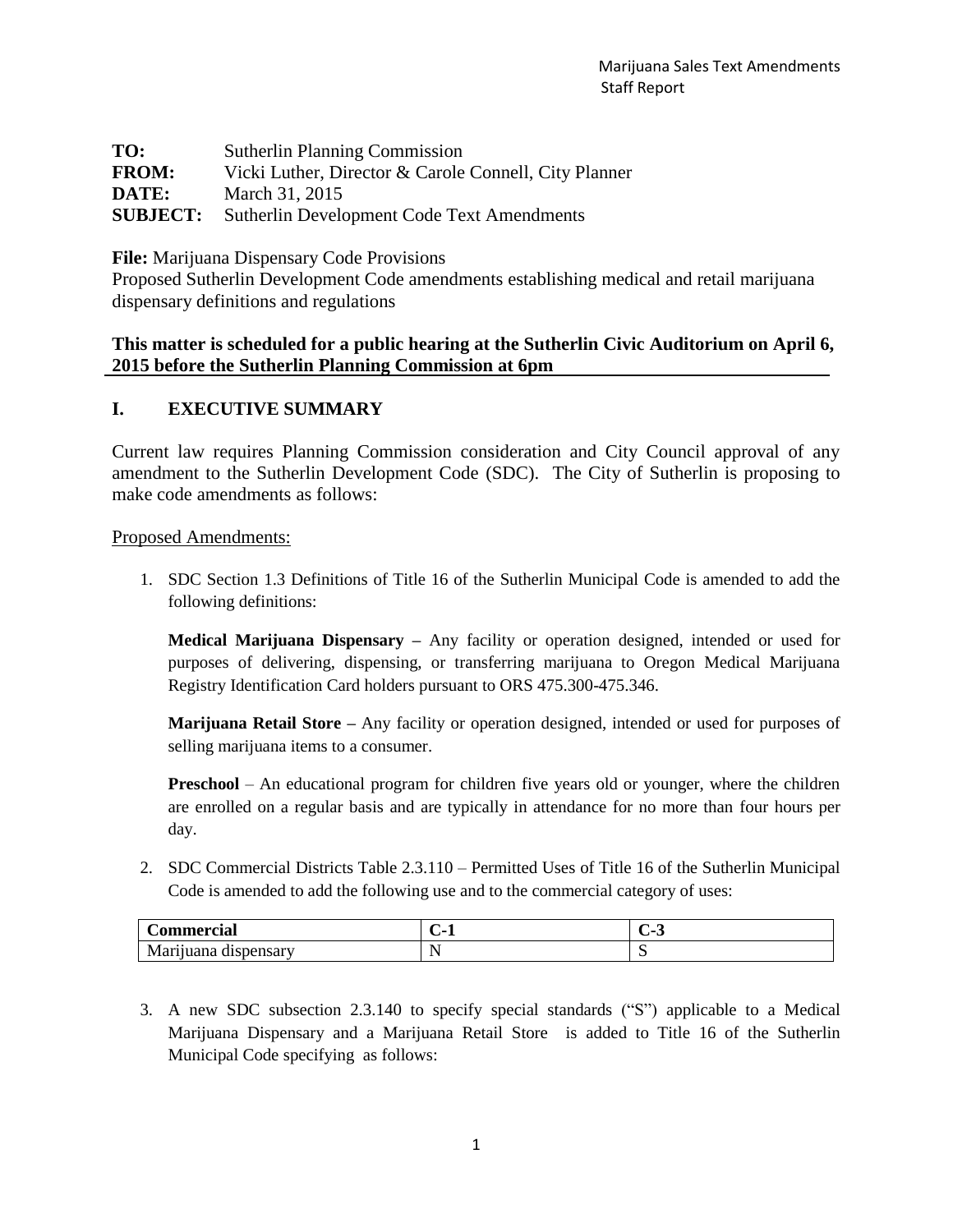**TO:** Sutherlin Planning Commission
**FROM:** Vicki Luther, Director & Carole Connell, City Planner
**DATE:** March 31, 2015
**SUBJECT:** Sutherlin Development Code Text Amendments

**File:** Marijuana Dispensary Code Provisions
Proposed Sutherlin Development Code amendments establishing medical and retail marijuana dispensary definitions and regulations

**This matter is scheduled for a public hearing at the Sutherlin Civic Auditorium on April 6, 2015 before the Sutherlin Planning Commission at 6pm**

## I. EXECUTIVE SUMMARY

Current law requires Planning Commission consideration and City Council approval of any amendment to the Sutherlin Development Code (SDC). The City of Sutherlin is proposing to make code amendments as follows:

Proposed Amendments:

1. SDC Section 1.3 Definitions of Title 16 of the Sutherlin Municipal Code is amended to add the following definitions:

   **Medical Marijuana Dispensary –** Any facility or operation designed, intended or used for purposes of delivering, dispensing, or transferring marijuana to Oregon Medical Marijuana Registry Identification Card holders pursuant to ORS 475.300-475.346.

   **Marijuana Retail Store –** Any facility or operation designed, intended or used for purposes of selling marijuana items to a consumer.

   **Preschool** – An educational program for children five years old or younger, where the children are enrolled on a regular basis and are typically in attendance for no more than four hours per day.

2. SDC Commercial Districts Table 2.3.110 – Permitted Uses of Title 16 of the Sutherlin Municipal Code is amended to add the following use and to the commercial category of uses:

| Commercial | C-1 | C-3 |
|---|---|---|
| Marijuana dispensary | N | S |

3. A new SDC subsection 2.3.140 to specify special standards ("S") applicable to a Medical Marijuana Dispensary and a Marijuana Retail Store is added to Title 16 of the Sutherlin Municipal Code specifying as follows: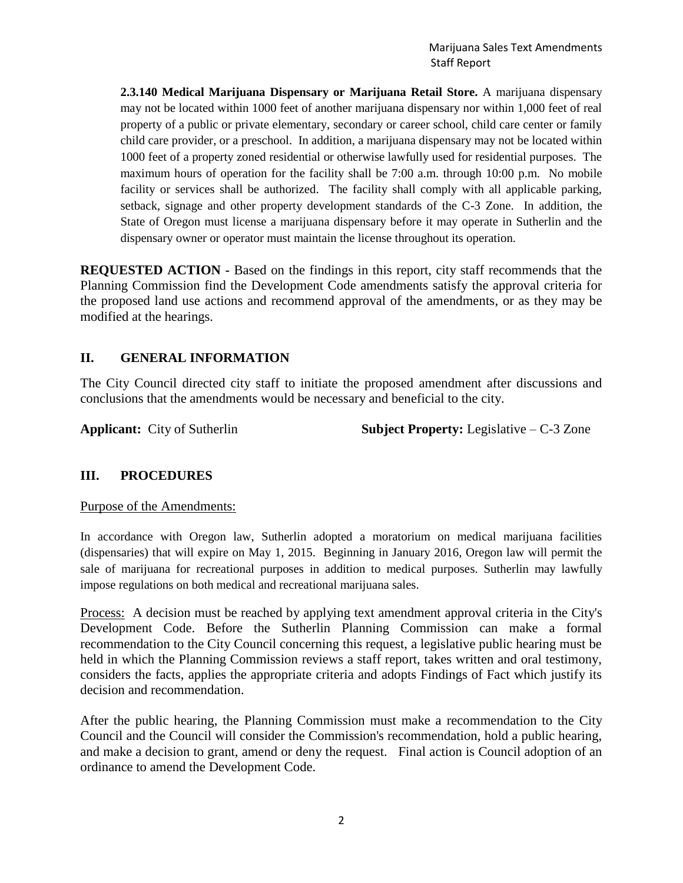**2.3.140 Medical Marijuana Dispensary or Marijuana Retail Store.** A marijuana dispensary may not be located within 1000 feet of another marijuana dispensary nor within 1,000 feet of real property of a public or private elementary, secondary or career school, child care center or family child care provider, or a preschool. In addition, a marijuana dispensary may not be located within 1000 feet of a property zoned residential or otherwise lawfully used for residential purposes. The maximum hours of operation for the facility shall be 7:00 a.m. through 10:00 p.m. No mobile facility or services shall be authorized. The facility shall comply with all applicable parking, setback, signage and other property development standards of the C-3 Zone. In addition, the State of Oregon must license a marijuana dispensary before it may operate in Sutherlin and the dispensary owner or operator must maintain the license throughout its operation.

**REQUESTED ACTION -** Based on the findings in this report, city staff recommends that the Planning Commission find the Development Code amendments satisfy the approval criteria for the proposed land use actions and recommend approval of the amendments, or as they may be modified at the hearings.

## II. GENERAL INFORMATION

The City Council directed city staff to initiate the proposed amendment after discussions and conclusions that the amendments would be necessary and beneficial to the city.

**Applicant:** City of Sutherlin **Subject Property:** Legislative – C-3 Zone

## III. PROCEDURES

Purpose of the Amendments:

In accordance with Oregon law, Sutherlin adopted a moratorium on medical marijuana facilities (dispensaries) that will expire on May 1, 2015. Beginning in January 2016, Oregon law will permit the sale of marijuana for recreational purposes in addition to medical purposes. Sutherlin may lawfully impose regulations on both medical and recreational marijuana sales.

Process: A decision must be reached by applying text amendment approval criteria in the City's Development Code. Before the Sutherlin Planning Commission can make a formal recommendation to the City Council concerning this request, a legislative public hearing must be held in which the Planning Commission reviews a staff report, takes written and oral testimony, considers the facts, applies the appropriate criteria and adopts Findings of Fact which justify its decision and recommendation.

After the public hearing, the Planning Commission must make a recommendation to the City Council and the Council will consider the Commission's recommendation, hold a public hearing, and make a decision to grant, amend or deny the request. Final action is Council adoption of an ordinance to amend the Development Code.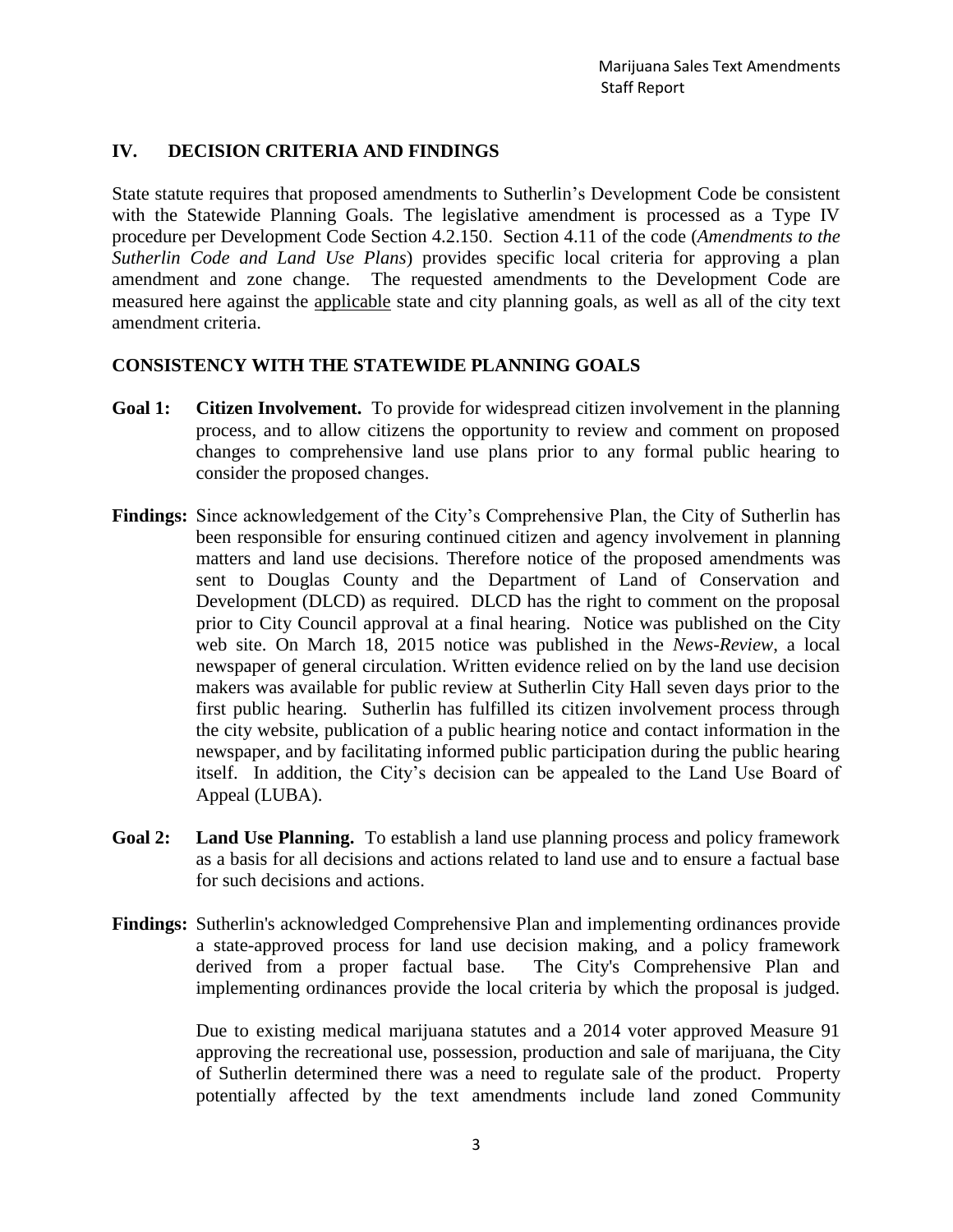## IV. DECISION CRITERIA AND FINDINGS

State statute requires that proposed amendments to Sutherlin's Development Code be consistent with the Statewide Planning Goals. The legislative amendment is processed as a Type IV procedure per Development Code Section 4.2.150. Section 4.11 of the code (*Amendments to the Sutherlin Code and Land Use Plans*) provides specific local criteria for approving a plan amendment and zone change. The requested amendments to the Development Code are measured here against the applicable state and city planning goals, as well as all of the city text amendment criteria.

### CONSISTENCY WITH THE STATEWIDE PLANNING GOALS

**Goal 1: Citizen Involvement.** To provide for widespread citizen involvement in the planning process, and to allow citizens the opportunity to review and comment on proposed changes to comprehensive land use plans prior to any formal public hearing to consider the proposed changes.

**Findings:** Since acknowledgement of the City's Comprehensive Plan, the City of Sutherlin has been responsible for ensuring continued citizen and agency involvement in planning matters and land use decisions. Therefore notice of the proposed amendments was sent to Douglas County and the Department of Land of Conservation and Development (DLCD) as required. DLCD has the right to comment on the proposal prior to City Council approval at a final hearing. Notice was published on the City web site. On March 18, 2015 notice was published in the *News-Review*, a local newspaper of general circulation. Written evidence relied on by the land use decision makers was available for public review at Sutherlin City Hall seven days prior to the first public hearing. Sutherlin has fulfilled its citizen involvement process through the city website, publication of a public hearing notice and contact information in the newspaper, and by facilitating informed public participation during the public hearing itself. In addition, the City's decision can be appealed to the Land Use Board of Appeal (LUBA).

**Goal 2: Land Use Planning.** To establish a land use planning process and policy framework as a basis for all decisions and actions related to land use and to ensure a factual base for such decisions and actions.

**Findings:** Sutherlin's acknowledged Comprehensive Plan and implementing ordinances provide a state-approved process for land use decision making, and a policy framework derived from a proper factual base. The City's Comprehensive Plan and implementing ordinances provide the local criteria by which the proposal is judged.

Due to existing medical marijuana statutes and a 2014 voter approved Measure 91 approving the recreational use, possession, production and sale of marijuana, the City of Sutherlin determined there was a need to regulate sale of the product. Property potentially affected by the text amendments include land zoned Community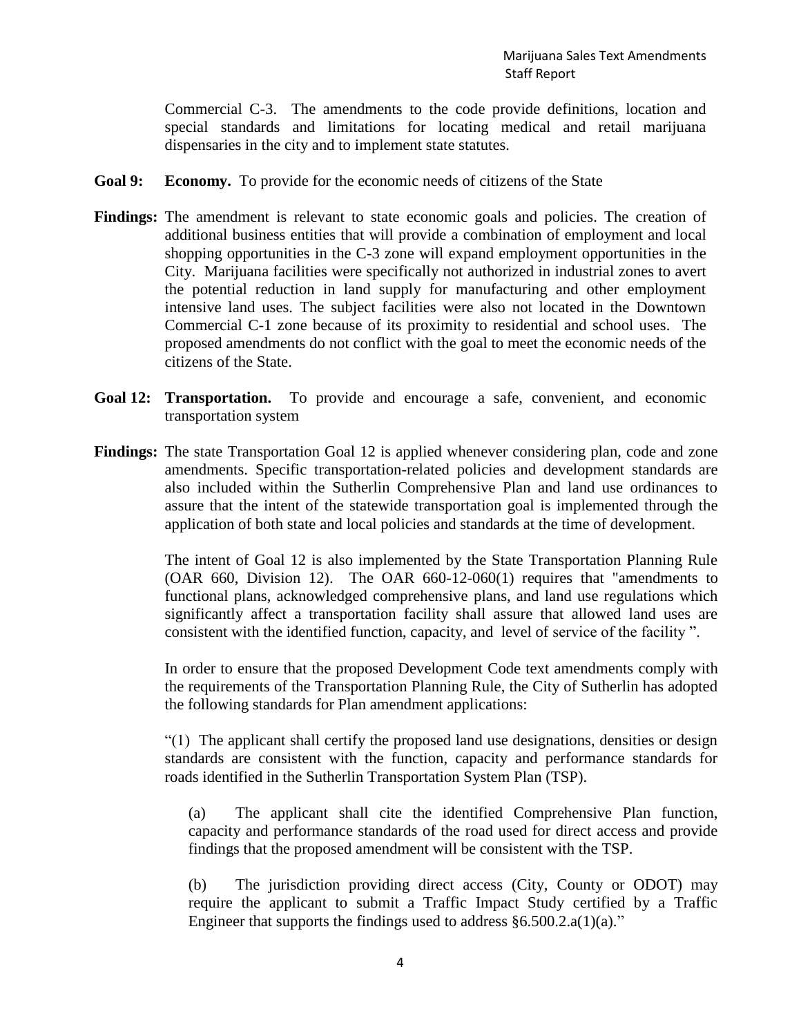Commercial C-3. The amendments to the code provide definitions, location and special standards and limitations for locating medical and retail marijuana dispensaries in the city and to implement state statutes.

**Goal 9: Economy.** To provide for the economic needs of citizens of the State

**Findings:** The amendment is relevant to state economic goals and policies. The creation of additional business entities that will provide a combination of employment and local shopping opportunities in the C-3 zone will expand employment opportunities in the City. Marijuana facilities were specifically not authorized in industrial zones to avert the potential reduction in land supply for manufacturing and other employment intensive land uses. The subject facilities were also not located in the Downtown Commercial C-1 zone because of its proximity to residential and school uses. The proposed amendments do not conflict with the goal to meet the economic needs of the citizens of the State.

**Goal 12: Transportation.** To provide and encourage a safe, convenient, and economic transportation system

**Findings:** The state Transportation Goal 12 is applied whenever considering plan, code and zone amendments. Specific transportation-related policies and development standards are also included within the Sutherlin Comprehensive Plan and land use ordinances to assure that the intent of the statewide transportation goal is implemented through the application of both state and local policies and standards at the time of development.

The intent of Goal 12 is also implemented by the State Transportation Planning Rule (OAR 660, Division 12). The OAR 660-12-060(1) requires that "amendments to functional plans, acknowledged comprehensive plans, and land use regulations which significantly affect a transportation facility shall assure that allowed land uses are consistent with the identified function, capacity, and level of service of the facility ".

In order to ensure that the proposed Development Code text amendments comply with the requirements of the Transportation Planning Rule, the City of Sutherlin has adopted the following standards for Plan amendment applications:

"(1) The applicant shall certify the proposed land use designations, densities or design standards are consistent with the function, capacity and performance standards for roads identified in the Sutherlin Transportation System Plan (TSP).

(a) The applicant shall cite the identified Comprehensive Plan function, capacity and performance standards of the road used for direct access and provide findings that the proposed amendment will be consistent with the TSP.

(b) The jurisdiction providing direct access (City, County or ODOT) may require the applicant to submit a Traffic Impact Study certified by a Traffic Engineer that supports the findings used to address §6.500.2.a(1)(a)."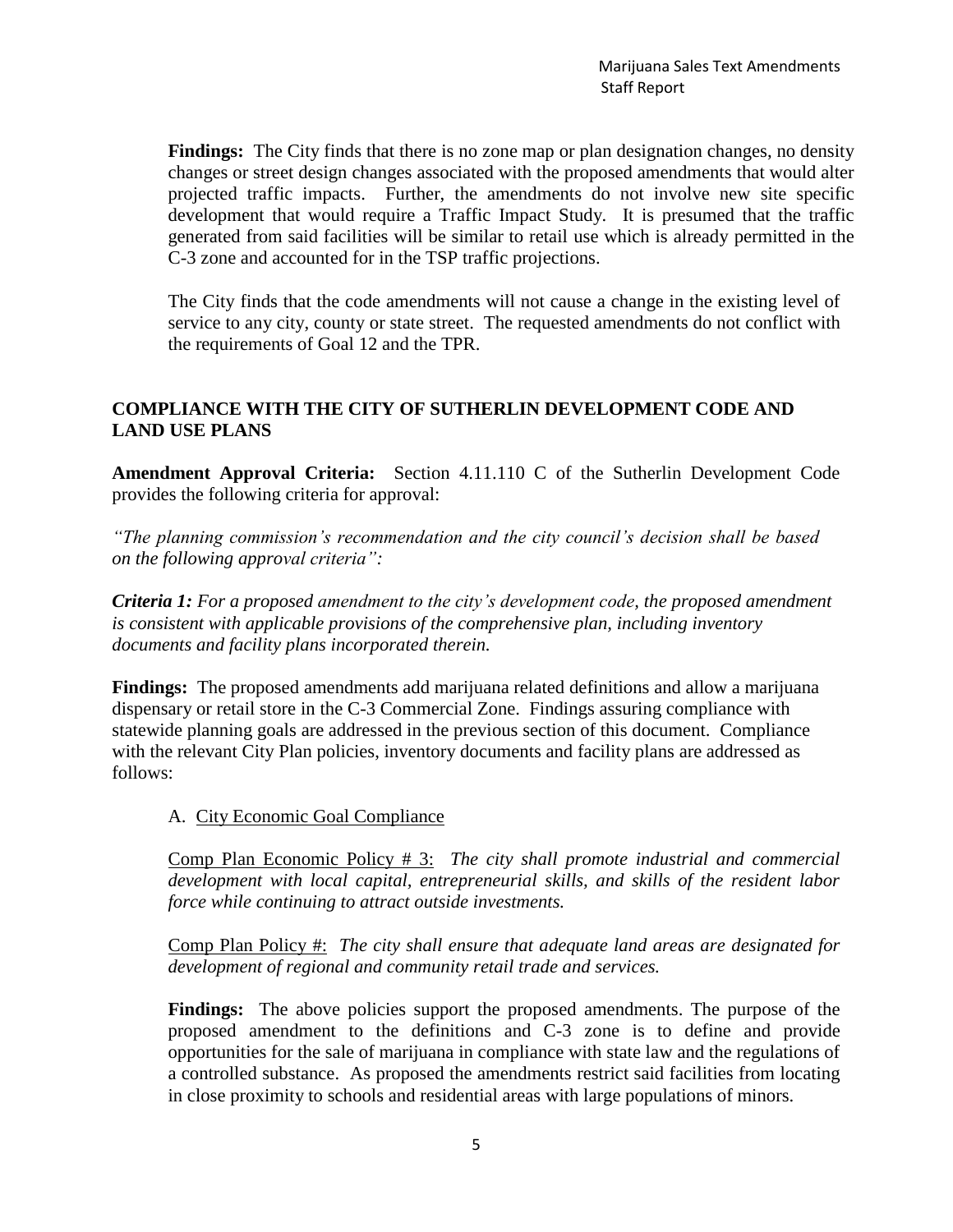**Findings:** The City finds that there is no zone map or plan designation changes, no density changes or street design changes associated with the proposed amendments that would alter projected traffic impacts. Further, the amendments do not involve new site specific development that would require a Traffic Impact Study. It is presumed that the traffic generated from said facilities will be similar to retail use which is already permitted in the C-3 zone and accounted for in the TSP traffic projections.

The City finds that the code amendments will not cause a change in the existing level of service to any city, county or state street. The requested amendments do not conflict with the requirements of Goal 12 and the TPR.

## COMPLIANCE WITH THE CITY OF SUTHERLIN DEVELOPMENT CODE AND LAND USE PLANS

**Amendment Approval Criteria:** Section 4.11.110 C of the Sutherlin Development Code provides the following criteria for approval:

*"The planning commission's recommendation and the city council's decision shall be based on the following approval criteria":*

***Criteria 1:*** *For a proposed amendment to the city's development code, the proposed amendment is consistent with applicable provisions of the comprehensive plan, including inventory documents and facility plans incorporated therein.*

**Findings:** The proposed amendments add marijuana related definitions and allow a marijuana dispensary or retail store in the C-3 Commercial Zone. Findings assuring compliance with statewide planning goals are addressed in the previous section of this document. Compliance with the relevant City Plan policies, inventory documents and facility plans are addressed as follows:

A. City Economic Goal Compliance

Comp Plan Economic Policy # 3: *The city shall promote industrial and commercial development with local capital, entrepreneurial skills, and skills of the resident labor force while continuing to attract outside investments.*

Comp Plan Policy #: *The city shall ensure that adequate land areas are designated for development of regional and community retail trade and services.*

**Findings:** The above policies support the proposed amendments. The purpose of the proposed amendment to the definitions and C-3 zone is to define and provide opportunities for the sale of marijuana in compliance with state law and the regulations of a controlled substance. As proposed the amendments restrict said facilities from locating in close proximity to schools and residential areas with large populations of minors.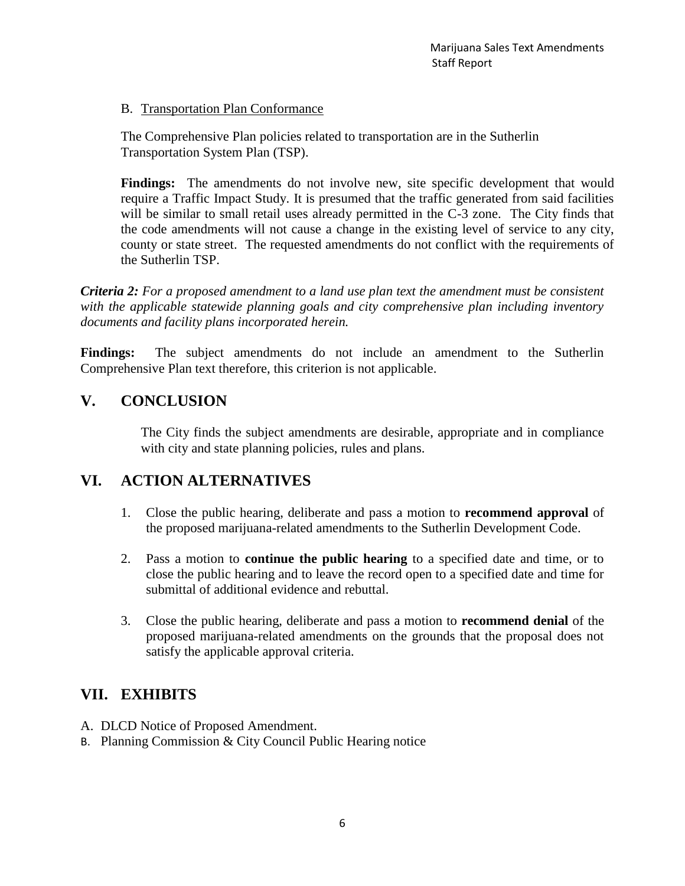B. Transportation Plan Conformance

The Comprehensive Plan policies related to transportation are in the Sutherlin Transportation System Plan (TSP).

**Findings:** The amendments do not involve new, site specific development that would require a Traffic Impact Study. It is presumed that the traffic generated from said facilities will be similar to small retail uses already permitted in the C-3 zone. The City finds that the code amendments will not cause a change in the existing level of service to any city, county or state street. The requested amendments do not conflict with the requirements of the Sutherlin TSP.

***Criteria 2:*** *For a proposed amendment to a land use plan text the amendment must be consistent with the applicable statewide planning goals and city comprehensive plan including inventory documents and facility plans incorporated herein.*

**Findings:** The subject amendments do not include an amendment to the Sutherlin Comprehensive Plan text therefore, this criterion is not applicable.

## V. CONCLUSION

The City finds the subject amendments are desirable, appropriate and in compliance with city and state planning policies, rules and plans.

## VI. ACTION ALTERNATIVES

1. Close the public hearing, deliberate and pass a motion to **recommend approval** of the proposed marijuana-related amendments to the Sutherlin Development Code.

2. Pass a motion to **continue the public hearing** to a specified date and time, or to close the public hearing and to leave the record open to a specified date and time for submittal of additional evidence and rebuttal.

3. Close the public hearing, deliberate and pass a motion to **recommend denial** of the proposed marijuana-related amendments on the grounds that the proposal does not satisfy the applicable approval criteria.

## VII. EXHIBITS

A. DLCD Notice of Proposed Amendment.
B. Planning Commission & City Council Public Hearing notice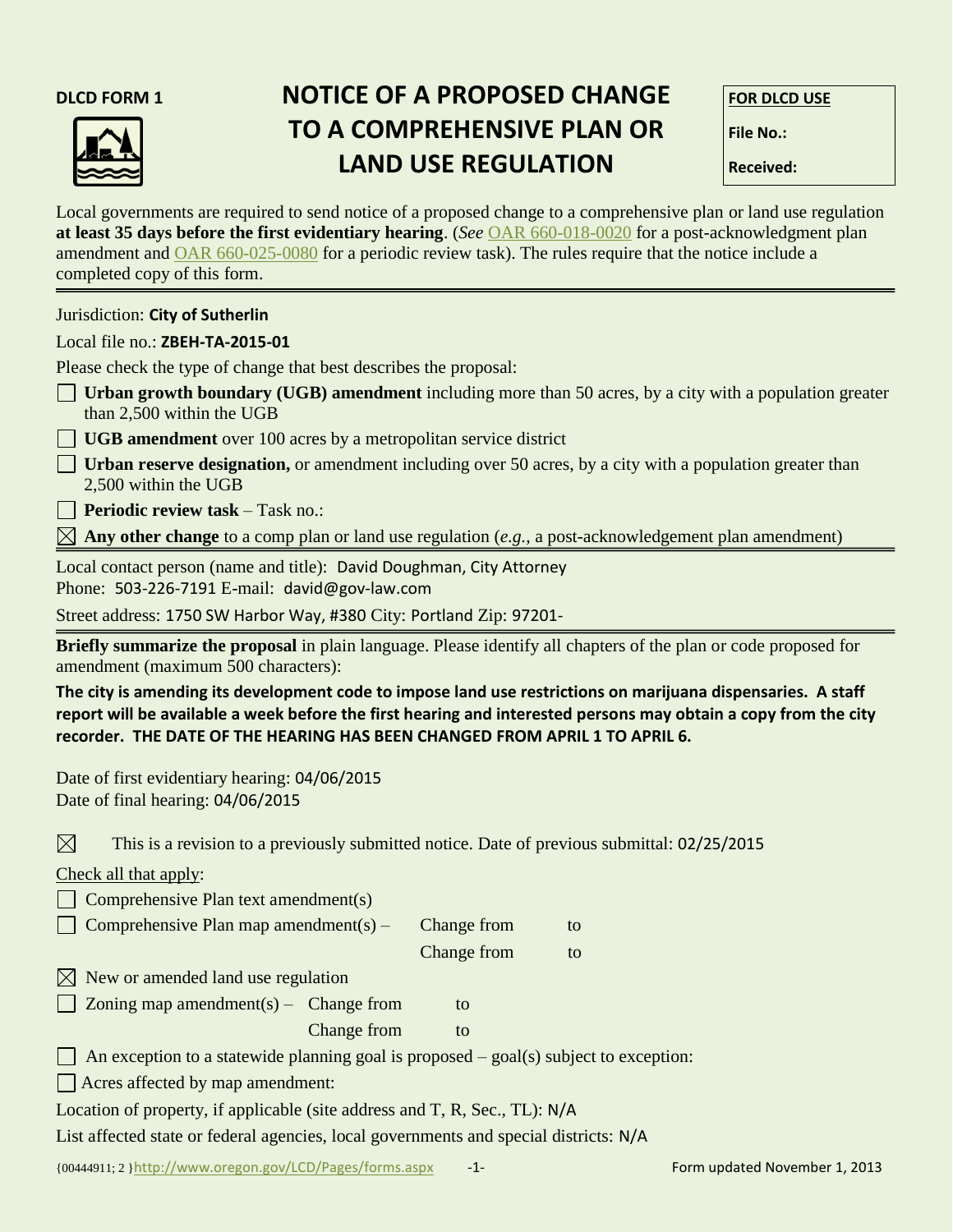**DLCD FORM 1**

# NOTICE OF A PROPOSED CHANGE TO A COMPREHENSIVE PLAN OR LAND USE REGULATION

| **FOR DLCD USE** |
| --- |
| **File No.:** |
| **Received:** |

Local governments are required to send notice of a proposed change to a comprehensive plan or land use regulation **at least 35 days before the first evidentiary hearing**. (*See* OAR 660-018-0020 for a post-acknowledgment plan amendment and OAR 660-025-0080 for a periodic review task). The rules require that the notice include a completed copy of this form.

---

Jurisdiction: **City of Sutherlin**

Local file no.: **ZBEH-TA-2015-01**

Please check the type of change that best describes the proposal:

- ☐ **Urban growth boundary (UGB) amendment** including more than 50 acres, by a city with a population greater than 2,500 within the UGB
- ☐ **UGB amendment** over 100 acres by a metropolitan service district
- ☐ **Urban reserve designation,** or amendment including over 50 acres, by a city with a population greater than 2,500 within the UGB
- ☐ **Periodic review task** – Task no.:
- ☒ **Any other change** to a comp plan or land use regulation (*e.g.*, a post-acknowledgement plan amendment)

---

Local contact person (name and title): David Doughman, City Attorney

Phone: 503-226-7191 E-mail: david@gov-law.com

Street address: 1750 SW Harbor Way, #380 City: Portland Zip: 97201-

---

**Briefly summarize the proposal** in plain language. Please identify all chapters of the plan or code proposed for amendment (maximum 500 characters):

**The city is amending its development code to impose land use restrictions on marijuana dispensaries. A staff report will be available a week before the first hearing and interested persons may obtain a copy from the city recorder. THE DATE OF THE HEARING HAS BEEN CHANGED FROM APRIL 1 TO APRIL 6.**

Date of first evidentiary hearing: 04/06/2015

Date of final hearing: 04/06/2015

☒ This is a revision to a previously submitted notice. Date of previous submittal: 02/25/2015

Check all that apply:

- ☐ Comprehensive Plan text amendment(s)
- ☐ Comprehensive Plan map amendment(s) – Change from to
  Change from to
- ☒ New or amended land use regulation
- ☐ Zoning map amendment(s) – Change from to
  Change from to
- ☐ An exception to a statewide planning goal is proposed – goal(s) subject to exception:
- ☐ Acres affected by map amendment:

Location of property, if applicable (site address and T, R, Sec., TL): N/A

List affected state or federal agencies, local governments and special districts: N/A

{00444911; 2 }http://www.oregon.gov/LCD/Pages/forms.aspx Form updated November 1, 2013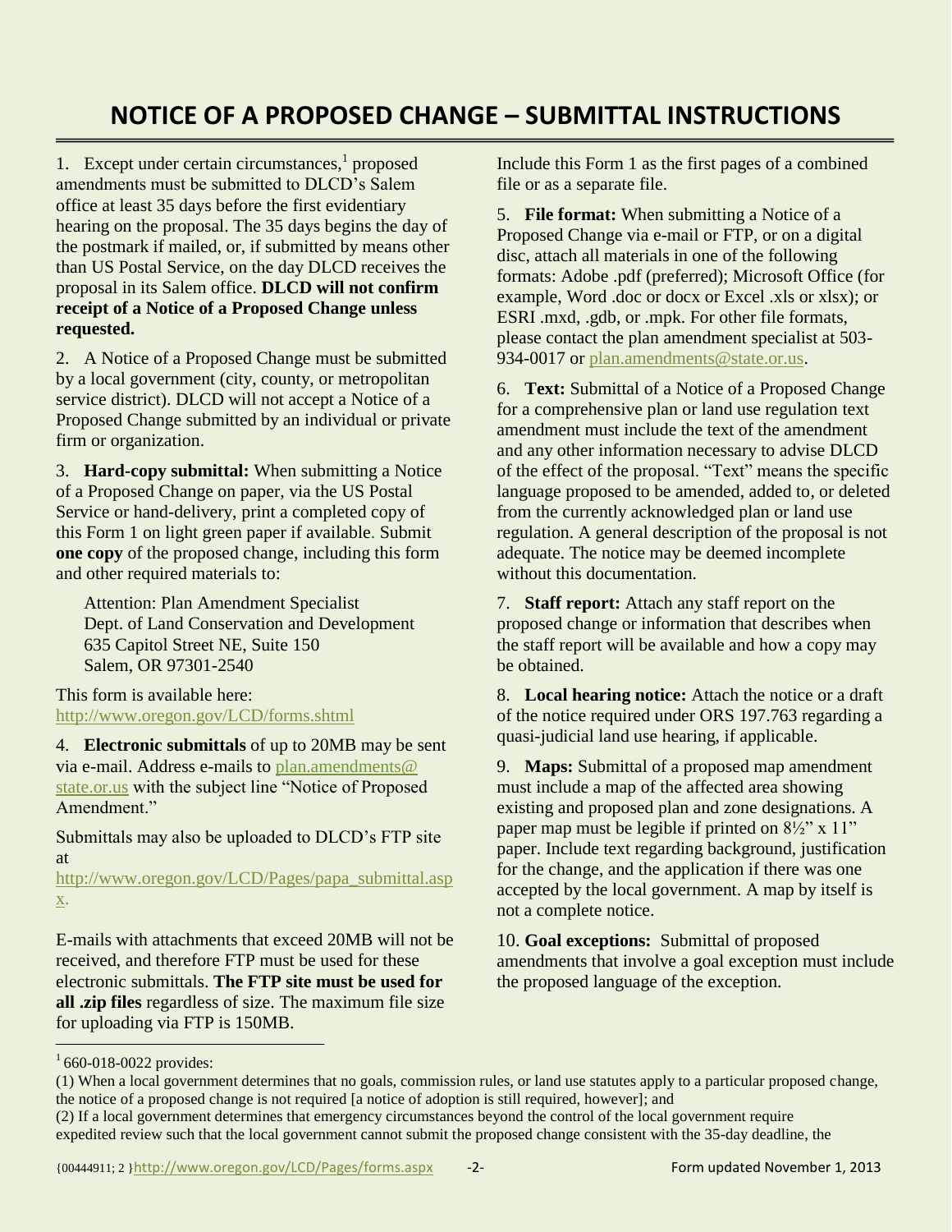# NOTICE OF A PROPOSED CHANGE – SUBMITTAL INSTRUCTIONS

1. Except under certain circumstances,[1] proposed amendments must be submitted to DLCD's Salem office at least 35 days before the first evidentiary hearing on the proposal. The 35 days begins the day of the postmark if mailed, or, if submitted by means other than US Postal Service, on the day DLCD receives the proposal in its Salem office. **DLCD will not confirm receipt of a Notice of a Proposed Change unless requested.**

2. A Notice of a Proposed Change must be submitted by a local government (city, county, or metropolitan service district). DLCD will not accept a Notice of a Proposed Change submitted by an individual or private firm or organization.

3. **Hard-copy submittal:** When submitting a Notice of a Proposed Change on paper, via the US Postal Service or hand-delivery, print a completed copy of this Form 1 on light green paper if available. Submit **one copy** of the proposed change, including this form and other required materials to:

   Attention: Plan Amendment Specialist
   Dept. of Land Conservation and Development
   635 Capitol Street NE, Suite 150
   Salem, OR 97301-2540

This form is available here: http://www.oregon.gov/LCD/forms.shtml

4. **Electronic submittals** of up to 20MB may be sent via e-mail. Address e-mails to plan.amendments@state.or.us with the subject line "Notice of Proposed Amendment."

Submittals may also be uploaded to DLCD's FTP site at http://www.oregon.gov/LCD/Pages/papa_submittal.aspx.

E-mails with attachments that exceed 20MB will not be received, and therefore FTP must be used for these electronic submittals. **The FTP site must be used for all .zip files** regardless of size. The maximum file size for uploading via FTP is 150MB.

Include this Form 1 as the first pages of a combined file or as a separate file.

5. **File format:** When submitting a Notice of a Proposed Change via e-mail or FTP, or on a digital disc, attach all materials in one of the following formats: Adobe .pdf (preferred); Microsoft Office (for example, Word .doc or docx or Excel .xls or xlsx); or ESRI .mxd, .gdb, or .mpk. For other file formats, please contact the plan amendment specialist at 503-934-0017 or plan.amendments@state.or.us.

6. **Text:** Submittal of a Notice of a Proposed Change for a comprehensive plan or land use regulation text amendment must include the text of the amendment and any other information necessary to advise DLCD of the effect of the proposal. "Text" means the specific language proposed to be amended, added to, or deleted from the currently acknowledged plan or land use regulation. A general description of the proposal is not adequate. The notice may be deemed incomplete without this documentation.

7. **Staff report:** Attach any staff report on the proposed change or information that describes when the staff report will be available and how a copy may be obtained.

8. **Local hearing notice:** Attach the notice or a draft of the notice required under ORS 197.763 regarding a quasi-judicial land use hearing, if applicable.

9. **Maps:** Submittal of a proposed map amendment must include a map of the affected area showing existing and proposed plan and zone designations. A paper map must be legible if printed on 8½" x 11" paper. Include text regarding background, justification for the change, and the application if there was one accepted by the local government. A map by itself is not a complete notice.

10. **Goal exceptions:** Submittal of proposed amendments that involve a goal exception must include the proposed language of the exception.

---

[1] 660-018-0022 provides:
(1) When a local government determines that no goals, commission rules, or land use statutes apply to a particular proposed change, the notice of a proposed change is not required [a notice of adoption is still required, however]; and
(2) If a local government determines that emergency circumstances beyond the control of the local government require expedited review such that the local government cannot submit the proposed change consistent with the 35-day deadline, the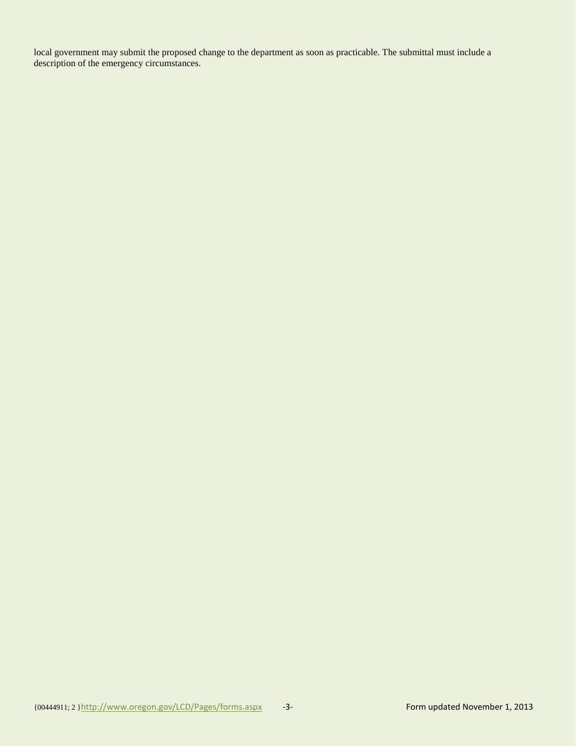local government may submit the proposed change to the department as soon as practicable. The submittal must include a description of the emergency circumstances.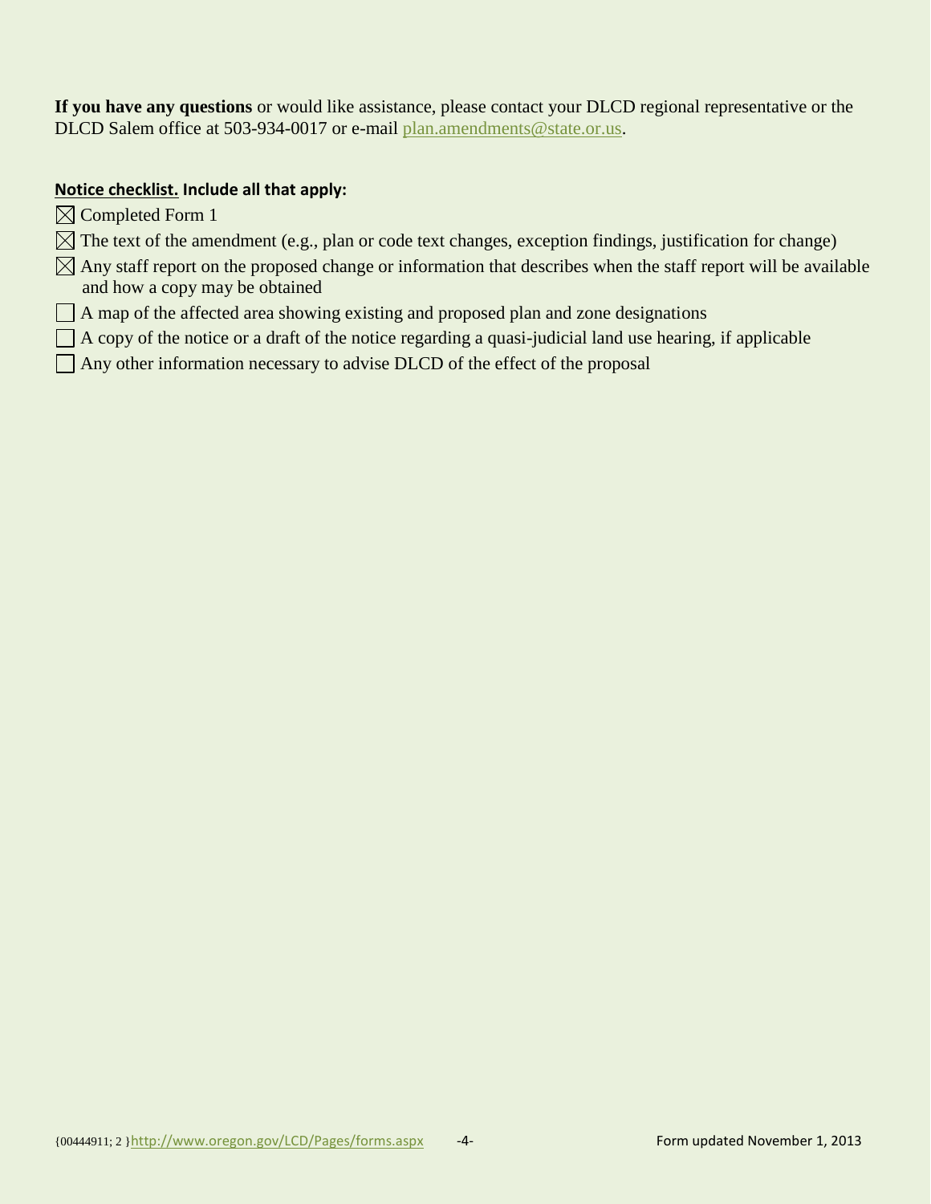**If you have any questions** or would like assistance, please contact your DLCD regional representative or the DLCD Salem office at 503-934-0017 or e-mail plan.amendments@state.or.us.

**Notice checklist. Include all that apply:**

- ☒ Completed Form 1
- ☒ The text of the amendment (e.g., plan or code text changes, exception findings, justification for change)
- ☒ Any staff report on the proposed change or information that describes when the staff report will be available and how a copy may be obtained
- ☐ A map of the affected area showing existing and proposed plan and zone designations
- ☐ A copy of the notice or a draft of the notice regarding a quasi-judicial land use hearing, if applicable
- ☐ Any other information necessary to advise DLCD of the effect of the proposal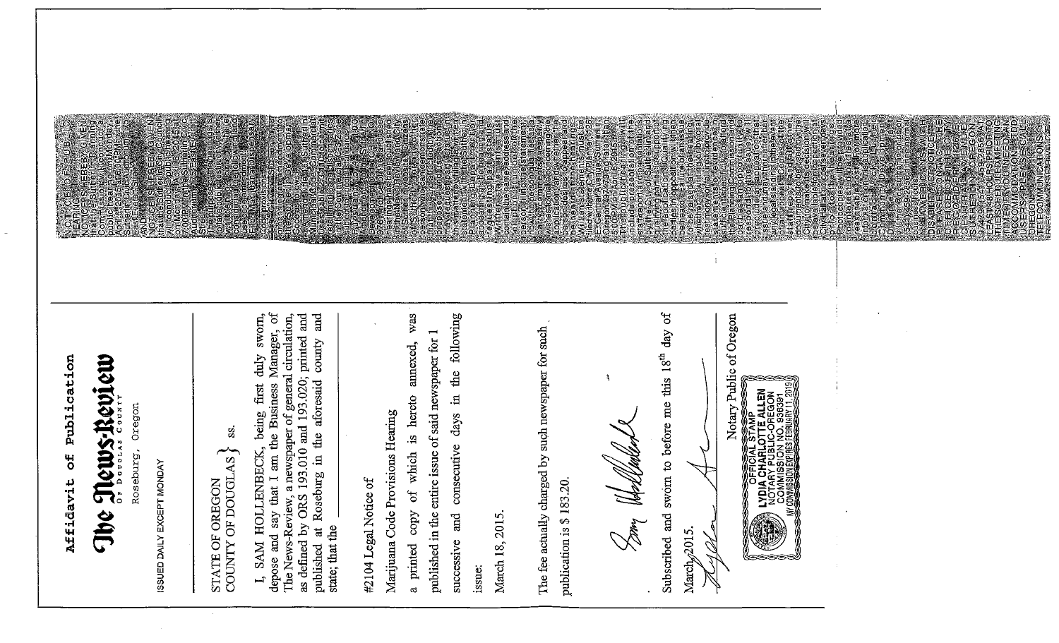# Affidavit of Publication

## The News-Review

OF DOUGLAS COUNTY

Roseburg, Oregon

ISSUED DAILY EXCEPT MONDAY

STATE OF OREGON
COUNTY OF DOUGLAS } ss.

I, SAM HOLLENBECK, being first duly sworn, depose and say that I am the Business Manager, of The News-Review, a newspaper of general circulation, as defined by ORS 193.010 and 193.020; printed and published at Roseburg in the aforesaid county and state; that the

#2104 Legal Notice of

Marijuana Code Provisions Hearing

a printed copy of which is hereto annexed, was published in the entire issue of said newspaper for 1 successive and consecutive days in the following issue:

March 18, 2015.

The fee actually charged by such newspaper for such publication is $ 183.20.

Subscribed and sworn to before me this 18th day of March, 2015.

Notary Public of Oregon

OFFICIAL STAMP
LYDIA CHARLOTTE ALLEN
NOTARY PUBLIC-OREGON
COMMISSION NO. 936391
MY COMMISSION EXPIRES FEBRUARY 11, 2019

NOTICE OF PUBLIC HEARING
NOTICE IS HEREBY GIVEN that the Sutherlin Planning Commission will conduct a public hearing on Tuesday, April 7, 2015 at 7:00 PM in the Sutherlin Civic Auditorium, 175 East Everett Street.

AND

NOTICE IS HEREBY GIVEN that the Sutherlin City Council will conduct a public hearing on Monday, April 27, 2015 at 7:00 PM in the Sutherlin Civic Auditorium, 175 East Everett Street.

The purpose of the hearings is to take public testimony and consider amendments to the land use code regarding Medical Marijuana Dispensary Code provisions.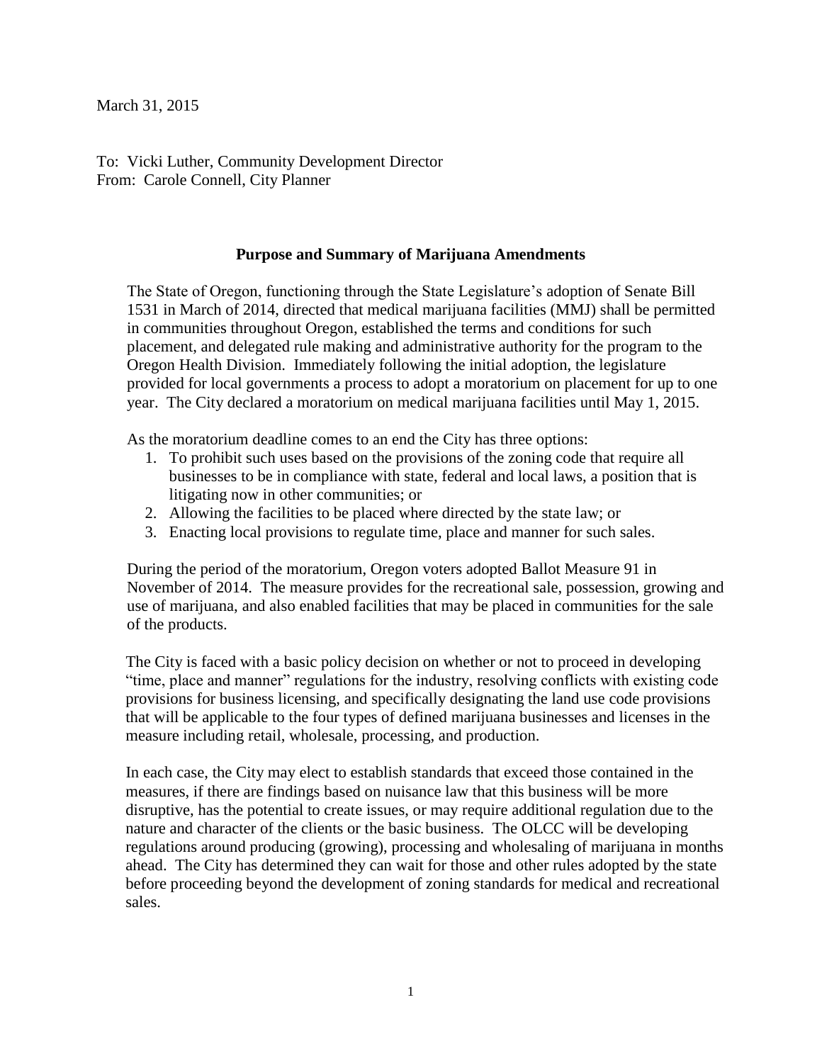March 31, 2015

To: Vicki Luther, Community Development Director
From: Carole Connell, City Planner

## Purpose and Summary of Marijuana Amendments

The State of Oregon, functioning through the State Legislature's adoption of Senate Bill 1531 in March of 2014, directed that medical marijuana facilities (MMJ) shall be permitted in communities throughout Oregon, established the terms and conditions for such placement, and delegated rule making and administrative authority for the program to the Oregon Health Division. Immediately following the initial adoption, the legislature provided for local governments a process to adopt a moratorium on placement for up to one year. The City declared a moratorium on medical marijuana facilities until May 1, 2015.

As the moratorium deadline comes to an end the City has three options:

1. To prohibit such uses based on the provisions of the zoning code that require all businesses to be in compliance with state, federal and local laws, a position that is litigating now in other communities; or
2. Allowing the facilities to be placed where directed by the state law; or
3. Enacting local provisions to regulate time, place and manner for such sales.

During the period of the moratorium, Oregon voters adopted Ballot Measure 91 in November of 2014. The measure provides for the recreational sale, possession, growing and use of marijuana, and also enabled facilities that may be placed in communities for the sale of the products.

The City is faced with a basic policy decision on whether or not to proceed in developing "time, place and manner" regulations for the industry, resolving conflicts with existing code provisions for business licensing, and specifically designating the land use code provisions that will be applicable to the four types of defined marijuana businesses and licenses in the measure including retail, wholesale, processing, and production.

In each case, the City may elect to establish standards that exceed those contained in the measures, if there are findings based on nuisance law that this business will be more disruptive, has the potential to create issues, or may require additional regulation due to the nature and character of the clients or the basic business. The OLCC will be developing regulations around producing (growing), processing and wholesaling of marijuana in months ahead. The City has determined they can wait for those and other rules adopted by the state before proceeding beyond the development of zoning standards for medical and recreational sales.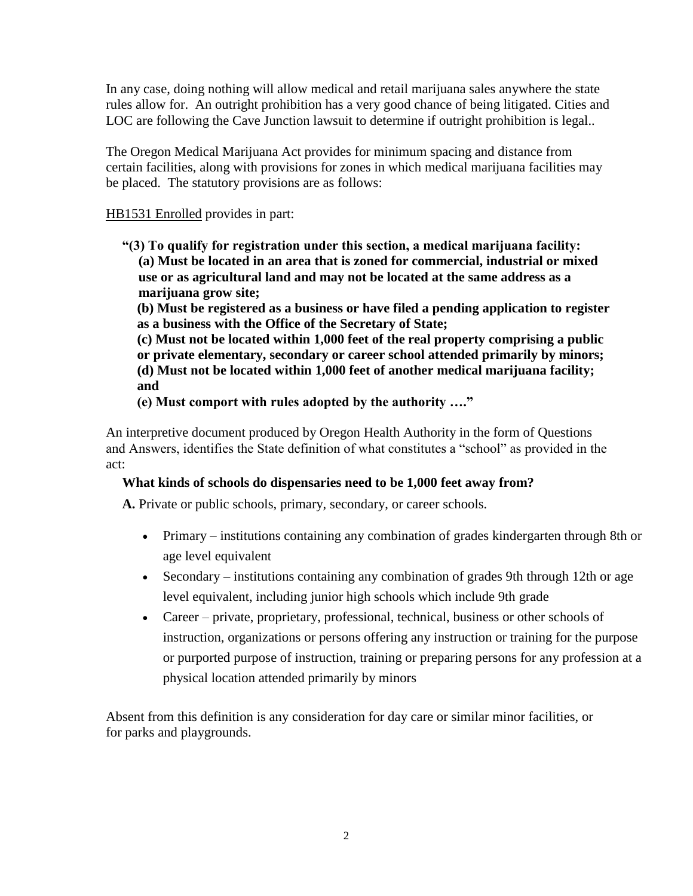In any case, doing nothing will allow medical and retail marijuana sales anywhere the state rules allow for. An outright prohibition has a very good chance of being litigated. Cities and LOC are following the Cave Junction lawsuit to determine if outright prohibition is legal..

The Oregon Medical Marijuana Act provides for minimum spacing and distance from certain facilities, along with provisions for zones in which medical marijuana facilities may be placed. The statutory provisions are as follows:

HB1531 Enrolled provides in part:

> **"(3) To qualify for registration under this section, a medical marijuana facility:**
> **(a) Must be located in an area that is zoned for commercial, industrial or mixed use or as agricultural land and may not be located at the same address as a marijuana grow site;**
> **(b) Must be registered as a business or have filed a pending application to register as a business with the Office of the Secretary of State;**
> **(c) Must not be located within 1,000 feet of the real property comprising a public or private elementary, secondary or career school attended primarily by minors;**
> **(d) Must not be located within 1,000 feet of another medical marijuana facility; and**
> **(e) Must comport with rules adopted by the authority …."**

An interpretive document produced by Oregon Health Authority in the form of Questions and Answers, identifies the State definition of what constitutes a "school" as provided in the act:

**What kinds of schools do dispensaries need to be 1,000 feet away from?**

**A.** Private or public schools, primary, secondary, or career schools.

- Primary – institutions containing any combination of grades kindergarten through 8th or age level equivalent
- Secondary – institutions containing any combination of grades 9th through 12th or age level equivalent, including junior high schools which include 9th grade
- Career – private, proprietary, professional, technical, business or other schools of instruction, organizations or persons offering any instruction or training for the purpose or purported purpose of instruction, training or preparing persons for any profession at a physical location attended primarily by minors

Absent from this definition is any consideration for day care or similar minor facilities, or for parks and playgrounds.